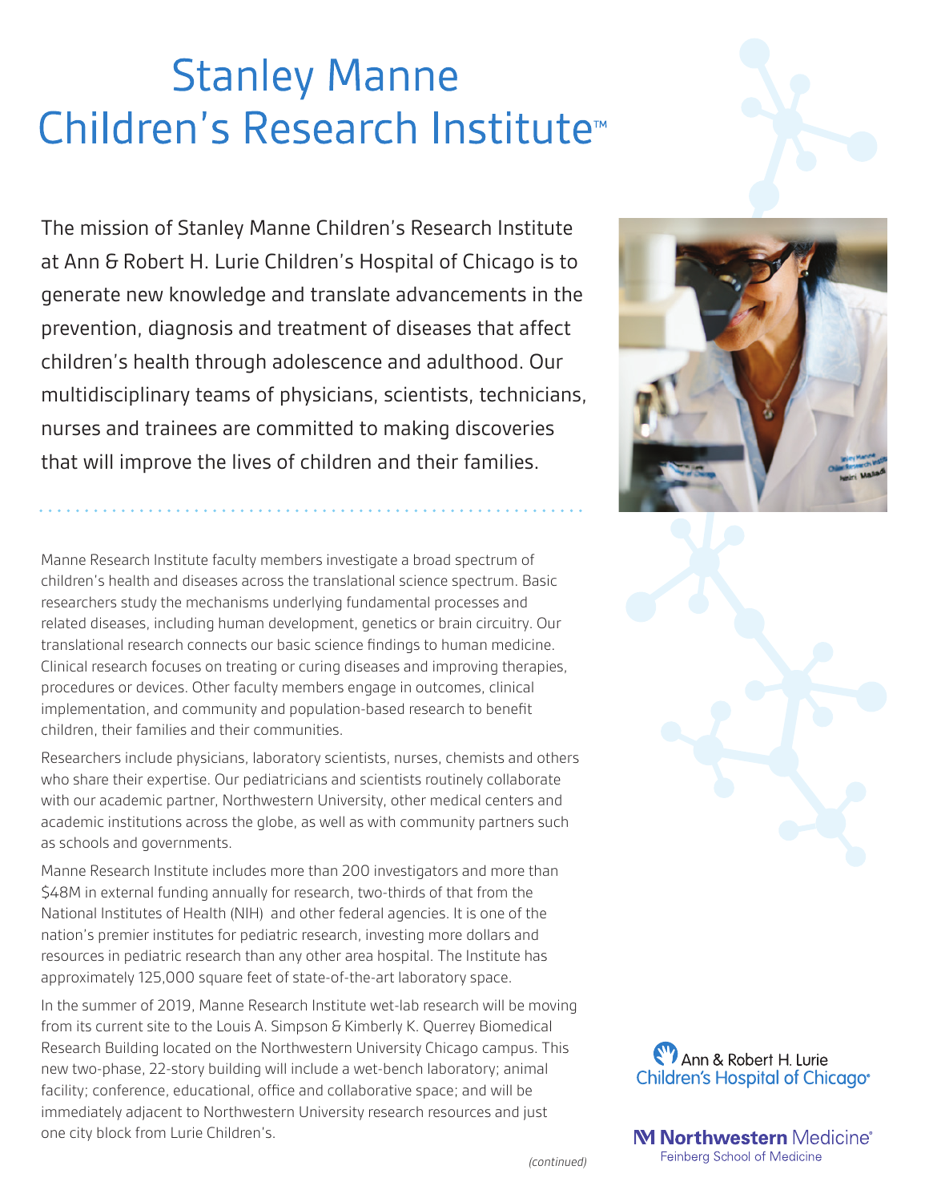# Stanley Manne Children's Research Institute™

The mission of Stanley Manne Children's Research Institute at Ann & Robert H. Lurie Children's Hospital of Chicago is to generate new knowledge and translate advancements in the prevention, diagnosis and treatment of diseases that affect children's health through adolescence and adulthood. Our multidisciplinary teams of physicians, scientists, technicians, nurses and trainees are committed to making discoveries that will improve the lives of children and their families.

Manne Research Institute faculty members investigate a broad spectrum of children's health and diseases across the translational science spectrum. Basic researchers study the mechanisms underlying fundamental processes and related diseases, including human development, genetics or brain circuitry. Our translational research connects our basic science findings to human medicine. Clinical research focuses on treating or curing diseases and improving therapies, procedures or devices. Other faculty members engage in outcomes, clinical implementation, and community and population-based research to benefit children, their families and their communities.

Researchers include physicians, laboratory scientists, nurses, chemists and others who share their expertise. Our pediatricians and scientists routinely collaborate with our academic partner, Northwestern University, other medical centers and academic institutions across the globe, as well as with community partners such as schools and governments.

Manne Research Institute includes more than 200 investigators and more than $48M in external funding annually for research, two-thirds of that from the National Institutes of Health (NIH) and other federal agencies. It is one of the nation's premier institutes for pediatric research, investing more dollars and resources in pediatric research than any other area hospital. The Institute has approximately 125,000 square feet of state-of-the-art laboratory space.

In the summer of 2019, Manne Research Institute wet-lab research will be moving from its current site to the Louis A. Simpson & Kimberly K. Querrey Biomedical Research Building located on the Northwestern University Chicago campus. This new two-phase, 22-story building will include a wet-bench laboratory; animal facility; conference, educational, office and collaborative space; and will be immediately adjacent to Northwestern University research resources and just one city block from Lurie Children's.

*(continued)*

Ann & Robert H. Lurie Children's Hospital of Chicago®

Northwestern Medicine® Feinberg School of Medicine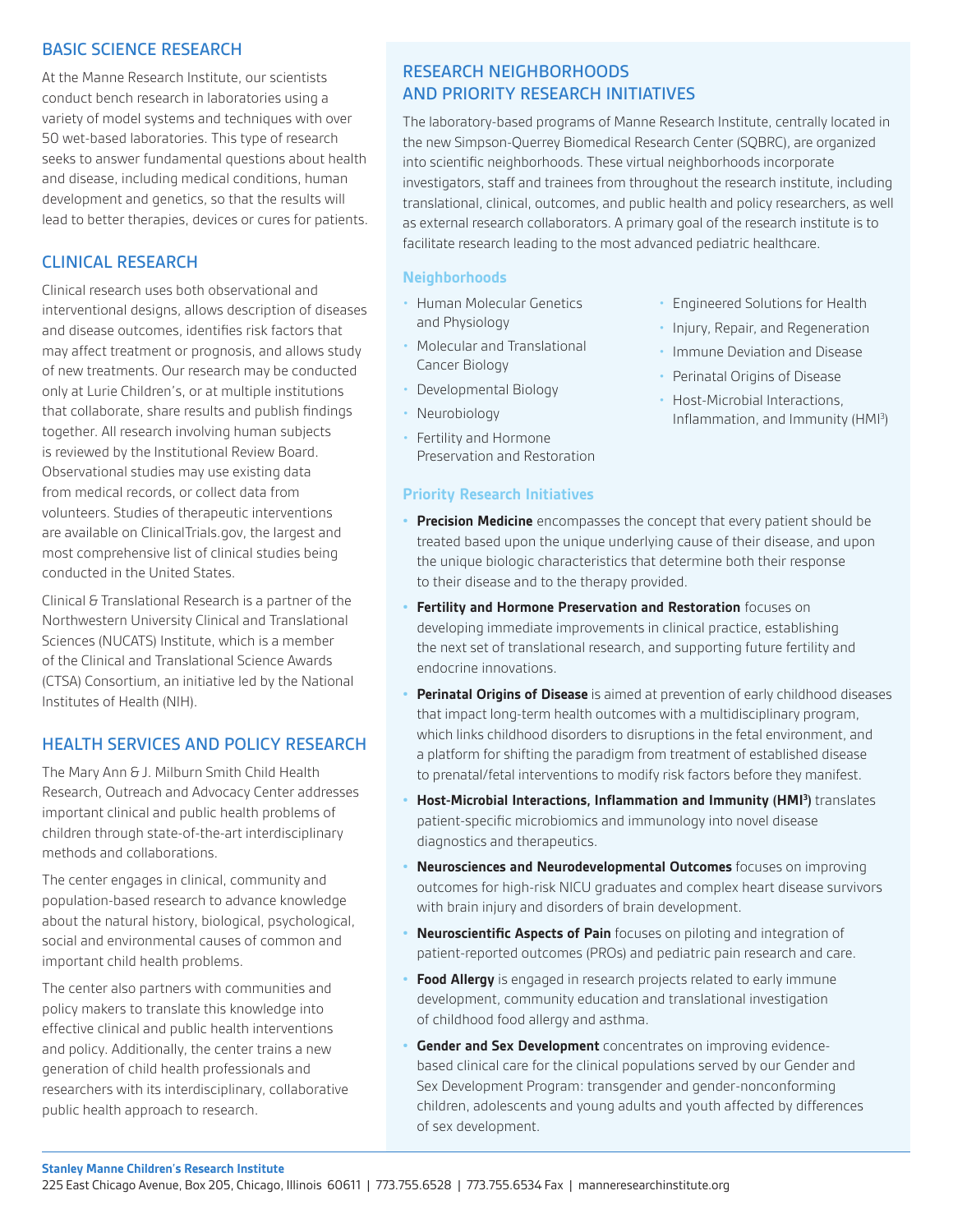## BASIC SCIENCE RESEARCH

At the Manne Research Institute, our scientists conduct bench research in laboratories using a variety of model systems and techniques with over 50 wet-based laboratories. This type of research seeks to answer fundamental questions about health and disease, including medical conditions, human development and genetics, so that the results will lead to better therapies, devices or cures for patients.

## CLINICAL RESEARCH

Clinical research uses both observational and interventional designs, allows description of diseases and disease outcomes, identifies risk factors that may affect treatment or prognosis, and allows study of new treatments. Our research may be conducted only at Lurie Children's, or at multiple institutions that collaborate, share results and publish findings together. All research involving human subjects is reviewed by the Institutional Review Board. Observational studies may use existing data from medical records, or collect data from volunteers. Studies of therapeutic interventions are available on ClinicalTrials.gov, the largest and most comprehensive list of clinical studies being conducted in the United States.

Clinical & Translational Research is a partner of the Northwestern University Clinical and Translational Sciences (NUCATS) Institute, which is a member of the Clinical and Translational Science Awards (CTSA) Consortium, an initiative led by the National Institutes of Health (NIH).

## HEALTH SERVICES AND POLICY RESEARCH

The Mary Ann & J. Milburn Smith Child Health Research, Outreach and Advocacy Center addresses important clinical and public health problems of children through state-of-the-art interdisciplinary methods and collaborations.

The center engages in clinical, community and population-based research to advance knowledge about the natural history, biological, psychological, social and environmental causes of common and important child health problems.

The center also partners with communities and policy makers to translate this knowledge into effective clinical and public health interventions and policy. Additionally, the center trains a new generation of child health professionals and researchers with its interdisciplinary, collaborative public health approach to research.

## RESEARCH NEIGHBORHOODS AND PRIORITY RESEARCH INITIATIVES

The laboratory-based programs of Manne Research Institute, centrally located in the new Simpson-Querrey Biomedical Research Center (SQBRC), are organized into scientific neighborhoods. These virtual neighborhoods incorporate investigators, staff and trainees from throughout the research institute, including translational, clinical, outcomes, and public health and policy researchers, as well as external research collaborators. A primary goal of the research institute is to facilitate research leading to the most advanced pediatric healthcare.

### Neighborhoods

- Human Molecular Genetics and Physiology
- Molecular and Translational Cancer Biology
- Developmental Biology
- Neurobiology
- Fertility and Hormone Preservation and Restoration
- Engineered Solutions for Health
- Injury, Repair, and Regeneration
- Immune Deviation and Disease
- Perinatal Origins of Disease
- Host-Microbial Interactions, Inflammation, and Immunity (HMI$^3$)

### Priority Research Initiatives

- **Precision Medicine** encompasses the concept that every patient should be treated based upon the unique underlying cause of their disease, and upon the unique biologic characteristics that determine both their response to their disease and to the therapy provided.
- **Fertility and Hormone Preservation and Restoration** focuses on developing immediate improvements in clinical practice, establishing the next set of translational research, and supporting future fertility and endocrine innovations.
- **Perinatal Origins of Disease** is aimed at prevention of early childhood diseases that impact long-term health outcomes with a multidisciplinary program, which links childhood disorders to disruptions in the fetal environment, and a platform for shifting the paradigm from treatment of established disease to prenatal/fetal interventions to modify risk factors before they manifest.
- **Host-Microbial Interactions, Inflammation and Immunity (HMI$^3$)** translates patient-specific microbiomics and immunology into novel disease diagnostics and therapeutics.
- **Neurosciences and Neurodevelopmental Outcomes** focuses on improving outcomes for high-risk NICU graduates and complex heart disease survivors with brain injury and disorders of brain development.
- **Neuroscientific Aspects of Pain** focuses on piloting and integration of patient-reported outcomes (PROs) and pediatric pain research and care.
- **Food Allergy** is engaged in research projects related to early immune development, community education and translational investigation of childhood food allergy and asthma.
- **Gender and Sex Development** concentrates on improving evidence-based clinical care for the clinical populations served by our Gender and Sex Development Program: transgender and gender-nonconforming children, adolescents and young adults and youth affected by differences of sex development.

**Stanley Manne Children's Research Institute**
225 East Chicago Avenue, Box 205, Chicago, Illinois 60611 | 773.755.6528 | 773.755.6534 Fax | manneresearchinstitute.org